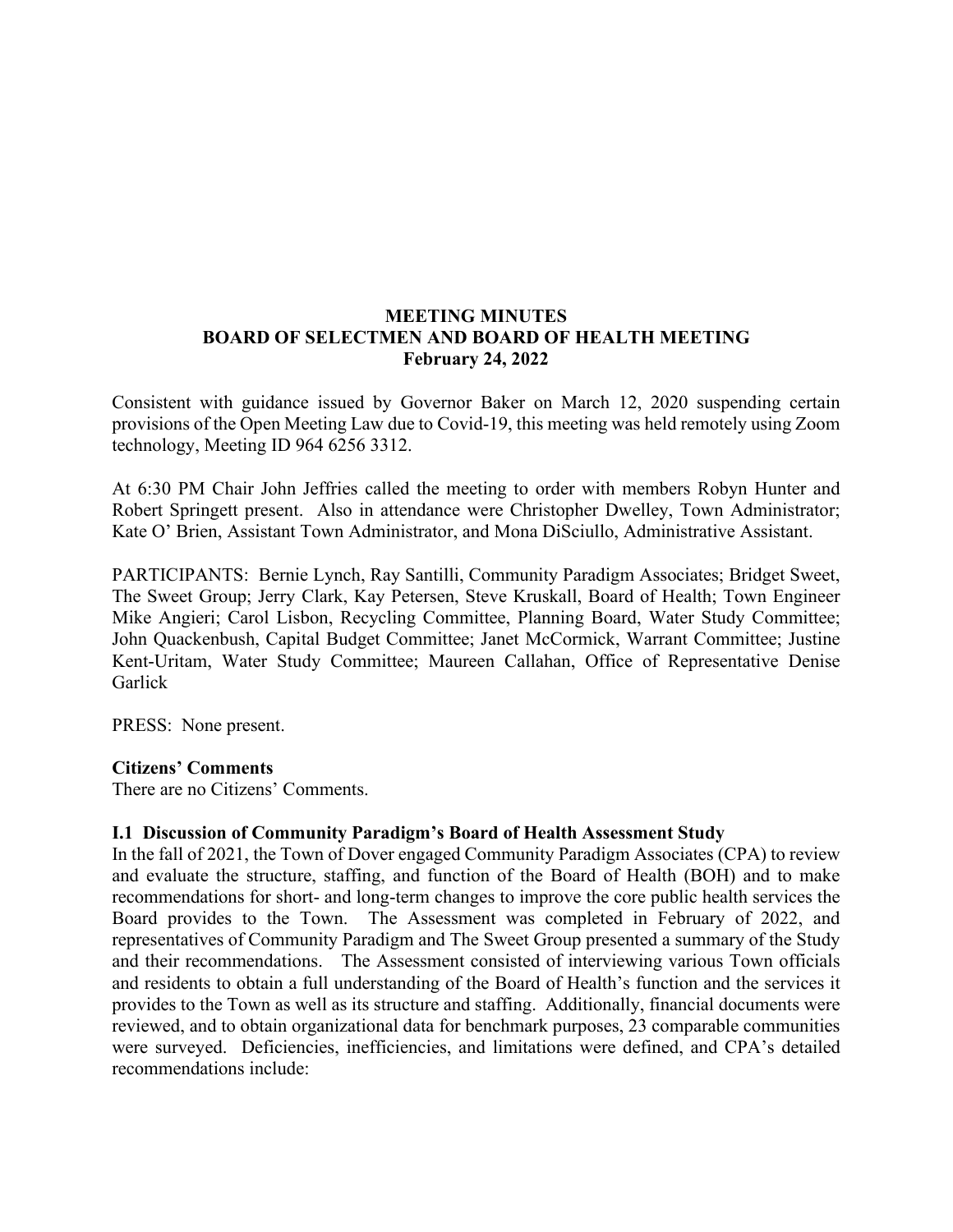**MEETING MINUTES**
**BOARD OF SELECTMEN AND BOARD OF HEALTH MEETING**
**February 24, 2022**

Consistent with guidance issued by Governor Baker on March 12, 2020 suspending certain provisions of the Open Meeting Law due to Covid-19, this meeting was held remotely using Zoom technology, Meeting ID 964 6256 3312.

At 6:30 PM Chair John Jeffries called the meeting to order with members Robyn Hunter and Robert Springett present. Also in attendance were Christopher Dwelley, Town Administrator; Kate O' Brien, Assistant Town Administrator, and Mona DiSciullo, Administrative Assistant.

PARTICIPANTS: Bernie Lynch, Ray Santilli, Community Paradigm Associates; Bridget Sweet, The Sweet Group; Jerry Clark, Kay Petersen, Steve Kruskall, Board of Health; Town Engineer Mike Angieri; Carol Lisbon, Recycling Committee, Planning Board, Water Study Committee; John Quackenbush, Capital Budget Committee; Janet McCormick, Warrant Committee; Justine Kent-Uritam, Water Study Committee; Maureen Callahan, Office of Representative Denise Garlick

PRESS: None present.

**Citizens' Comments**
There are no Citizens' Comments.

**I.1 Discussion of Community Paradigm's Board of Health Assessment Study**
In the fall of 2021, the Town of Dover engaged Community Paradigm Associates (CPA) to review and evaluate the structure, staffing, and function of the Board of Health (BOH) and to make recommendations for short- and long-term changes to improve the core public health services the Board provides to the Town. The Assessment was completed in February of 2022, and representatives of Community Paradigm and The Sweet Group presented a summary of the Study and their recommendations. The Assessment consisted of interviewing various Town officials and residents to obtain a full understanding of the Board of Health's function and the services it provides to the Town as well as its structure and staffing. Additionally, financial documents were reviewed, and to obtain organizational data for benchmark purposes, 23 comparable communities were surveyed. Deficiencies, inefficiencies, and limitations were defined, and CPA's detailed recommendations include: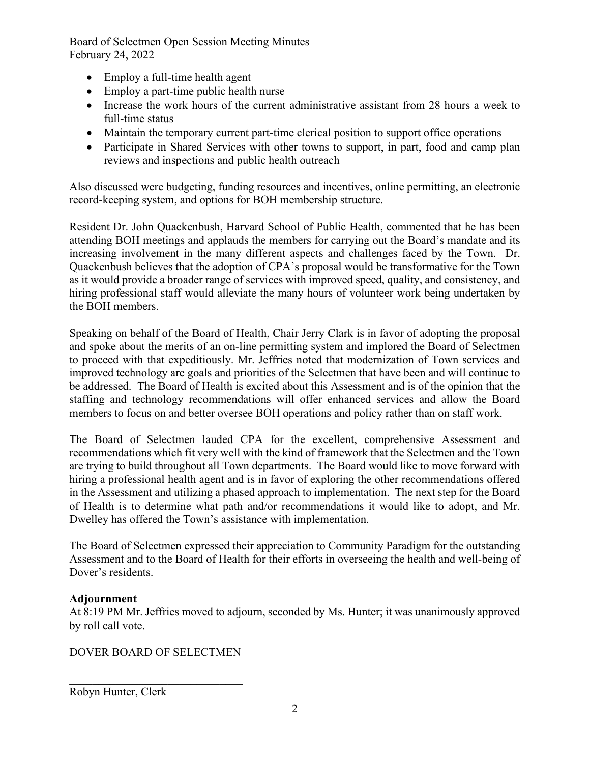- Employ a full-time health agent
- Employ a part-time public health nurse
- Increase the work hours of the current administrative assistant from 28 hours a week to full-time status
- Maintain the temporary current part-time clerical position to support office operations
- Participate in Shared Services with other towns to support, in part, food and camp plan reviews and inspections and public health outreach

Also discussed were budgeting, funding resources and incentives, online permitting, an electronic record-keeping system, and options for BOH membership structure.

Resident Dr. John Quackenbush, Harvard School of Public Health, commented that he has been attending BOH meetings and applauds the members for carrying out the Board's mandate and its increasing involvement in the many different aspects and challenges faced by the Town. Dr. Quackenbush believes that the adoption of CPA's proposal would be transformative for the Town as it would provide a broader range of services with improved speed, quality, and consistency, and hiring professional staff would alleviate the many hours of volunteer work being undertaken by the BOH members.

Speaking on behalf of the Board of Health, Chair Jerry Clark is in favor of adopting the proposal and spoke about the merits of an on-line permitting system and implored the Board of Selectmen to proceed with that expeditiously. Mr. Jeffries noted that modernization of Town services and improved technology are goals and priorities of the Selectmen that have been and will continue to be addressed. The Board of Health is excited about this Assessment and is of the opinion that the staffing and technology recommendations will offer enhanced services and allow the Board members to focus on and better oversee BOH operations and policy rather than on staff work.

The Board of Selectmen lauded CPA for the excellent, comprehensive Assessment and recommendations which fit very well with the kind of framework that the Selectmen and the Town are trying to build throughout all Town departments. The Board would like to move forward with hiring a professional health agent and is in favor of exploring the other recommendations offered in the Assessment and utilizing a phased approach to implementation. The next step for the Board of Health is to determine what path and/or recommendations it would like to adopt, and Mr. Dwelley has offered the Town's assistance with implementation.

The Board of Selectmen expressed their appreciation to Community Paradigm for the outstanding Assessment and to the Board of Health for their efforts in overseeing the health and well-being of Dover's residents.

**Adjournment**
At 8:19 PM Mr. Jeffries moved to adjourn, seconded by Ms. Hunter; it was unanimously approved by roll call vote.

DOVER BOARD OF SELECTMEN

______________________________
Robyn Hunter, Clerk